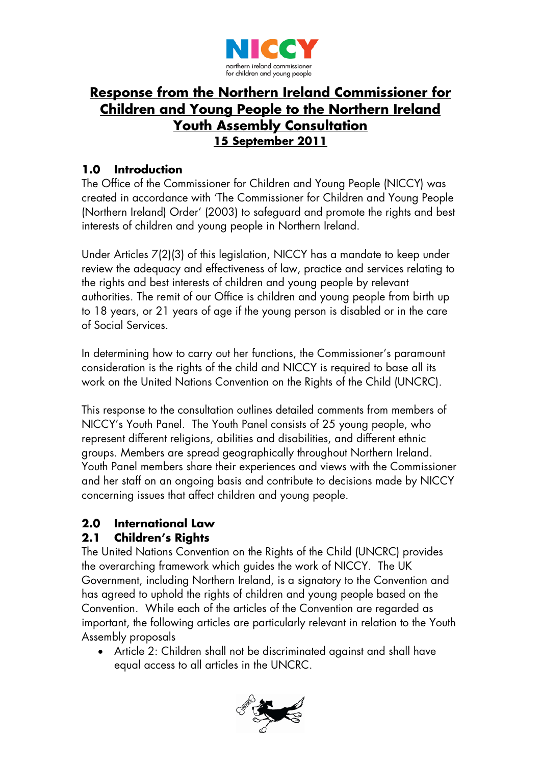# Response from the Northern Ireland Commissioner for Children and Young People to the Northern Ireland Youth Assembly Consultation

**15 September 2011**

## 1.0 Introduction

The Office of the Commissioner for Children and Young People (NICCY) was created in accordance with 'The Commissioner for Children and Young People (Northern Ireland) Order' (2003) to safeguard and promote the rights and best interests of children and young people in Northern Ireland.

Under Articles 7(2)(3) of this legislation, NICCY has a mandate to keep under review the adequacy and effectiveness of law, practice and services relating to the rights and best interests of children and young people by relevant authorities. The remit of our Office is children and young people from birth up to 18 years, or 21 years of age if the young person is disabled or in the care of Social Services.

In determining how to carry out her functions, the Commissioner's paramount consideration is the rights of the child and NICCY is required to base all its work on the United Nations Convention on the Rights of the Child (UNCRC).

This response to the consultation outlines detailed comments from members of NICCY's Youth Panel. The Youth Panel consists of 25 young people, who represent different religions, abilities and disabilities, and different ethnic groups. Members are spread geographically throughout Northern Ireland. Youth Panel members share their experiences and views with the Commissioner and her staff on an ongoing basis and contribute to decisions made by NICCY concerning issues that affect children and young people.

## 2.0 International Law

### 2.1 Children's Rights

The United Nations Convention on the Rights of the Child (UNCRC) provides the overarching framework which guides the work of NICCY. The UK Government, including Northern Ireland, is a signatory to the Convention and has agreed to uphold the rights of children and young people based on the Convention. While each of the articles of the Convention are regarded as important, the following articles are particularly relevant in relation to the Youth Assembly proposals

- Article 2: Children shall not be discriminated against and shall have equal access to all articles in the UNCRC.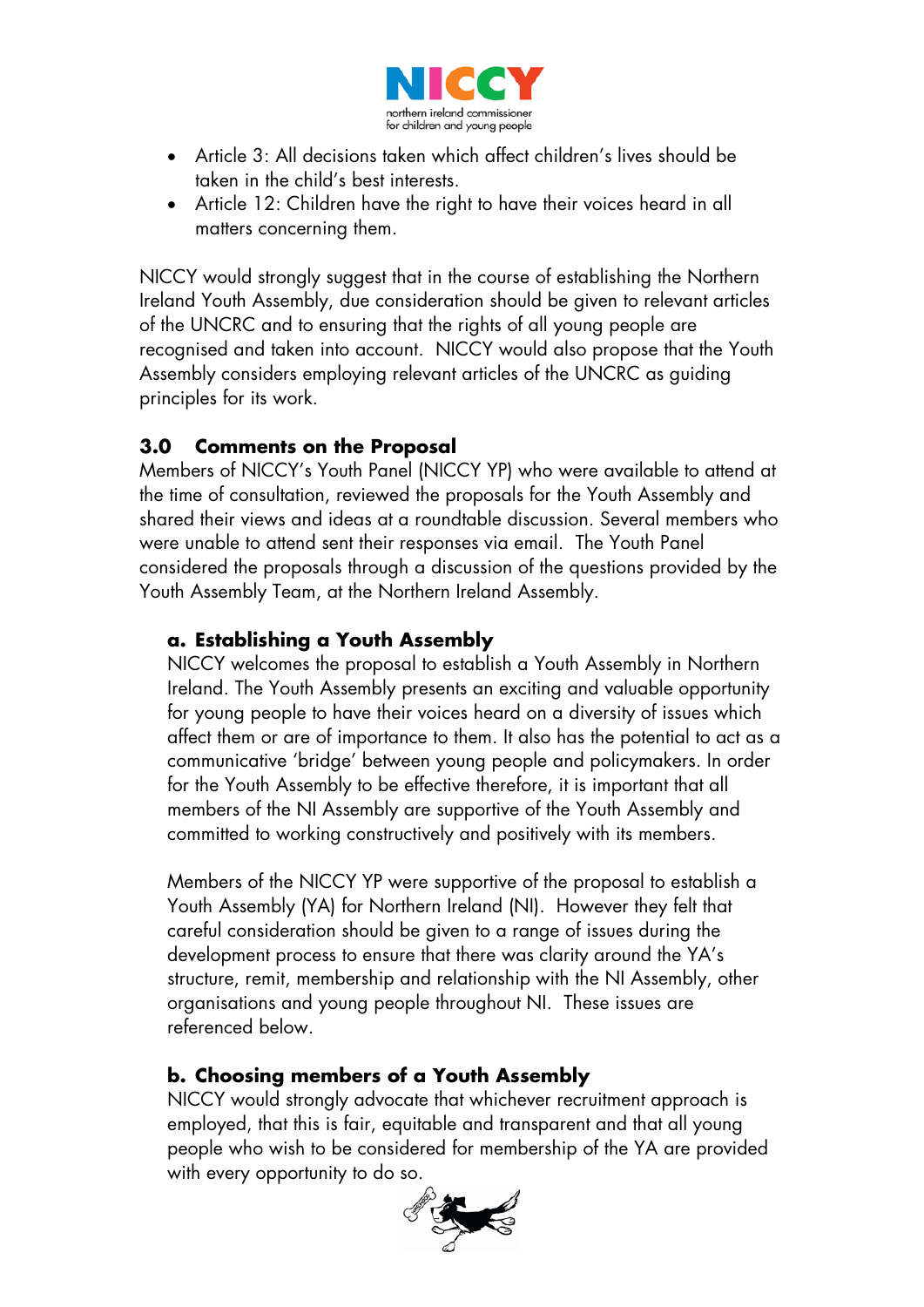- Article 3: All decisions taken which affect children's lives should be taken in the child's best interests.
- Article 12: Children have the right to have their voices heard in all matters concerning them.

NICCY would strongly suggest that in the course of establishing the Northern Ireland Youth Assembly, due consideration should be given to relevant articles of the UNCRC and to ensuring that the rights of all young people are recognised and taken into account. NICCY would also propose that the Youth Assembly considers employing relevant articles of the UNCRC as guiding principles for its work.

## 3.0 Comments on the Proposal

Members of NICCY's Youth Panel (NICCY YP) who were available to attend at the time of consultation, reviewed the proposals for the Youth Assembly and shared their views and ideas at a roundtable discussion. Several members who were unable to attend sent their responses via email. The Youth Panel considered the proposals through a discussion of the questions provided by the Youth Assembly Team, at the Northern Ireland Assembly.

### a. Establishing a Youth Assembly

NICCY welcomes the proposal to establish a Youth Assembly in Northern Ireland. The Youth Assembly presents an exciting and valuable opportunity for young people to have their voices heard on a diversity of issues which affect them or are of importance to them. It also has the potential to act as a communicative 'bridge' between young people and policymakers. In order for the Youth Assembly to be effective therefore, it is important that all members of the NI Assembly are supportive of the Youth Assembly and committed to working constructively and positively with its members.

Members of the NICCY YP were supportive of the proposal to establish a Youth Assembly (YA) for Northern Ireland (NI). However they felt that careful consideration should be given to a range of issues during the development process to ensure that there was clarity around the YA's structure, remit, membership and relationship with the NI Assembly, other organisations and young people throughout NI. These issues are referenced below.

### b. Choosing members of a Youth Assembly

NICCY would strongly advocate that whichever recruitment approach is employed, that this is fair, equitable and transparent and that all young people who wish to be considered for membership of the YA are provided with every opportunity to do so.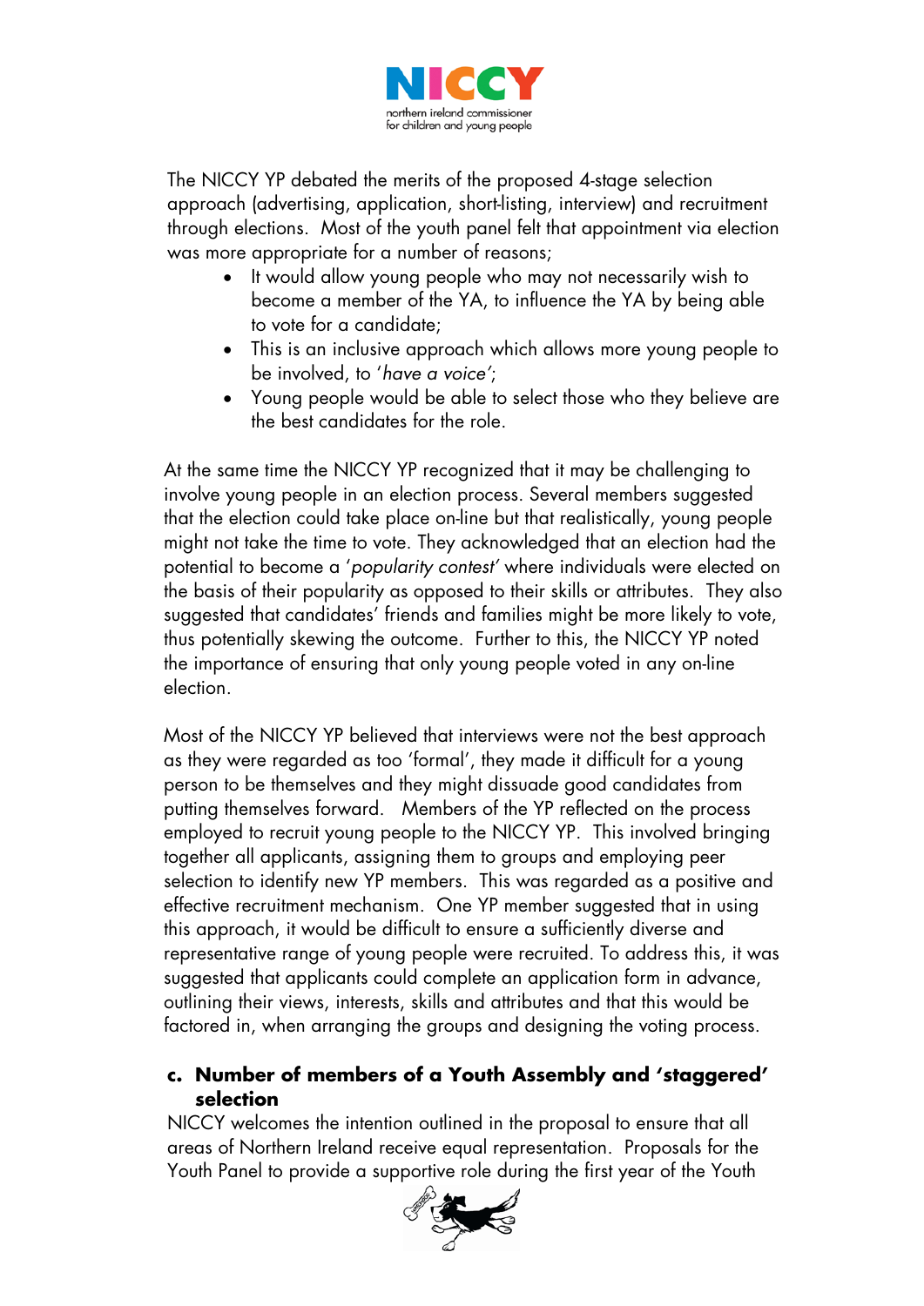The NICCY YP debated the merits of the proposed 4-stage selection approach (advertising, application, short-listing, interview) and recruitment through elections. Most of the youth panel felt that appointment via election was more appropriate for a number of reasons;

- It would allow young people who may not necessarily wish to become a member of the YA, to influence the YA by being able to vote for a candidate;
- This is an inclusive approach which allows more young people to be involved, to '*have a voice*';
- Young people would be able to select those who they believe are the best candidates for the role.

At the same time the NICCY YP recognized that it may be challenging to involve young people in an election process. Several members suggested that the election could take place on-line but that realistically, young people might not take the time to vote. They acknowledged that an election had the potential to become a '*popularity contest*' where individuals were elected on the basis of their popularity as opposed to their skills or attributes. They also suggested that candidates' friends and families might be more likely to vote, thus potentially skewing the outcome. Further to this, the NICCY YP noted the importance of ensuring that only young people voted in any on-line election.

Most of the NICCY YP believed that interviews were not the best approach as they were regarded as too 'formal', they made it difficult for a young person to be themselves and they might dissuade good candidates from putting themselves forward. Members of the YP reflected on the process employed to recruit young people to the NICCY YP. This involved bringing together all applicants, assigning them to groups and employing peer selection to identify new YP members. This was regarded as a positive and effective recruitment mechanism. One YP member suggested that in using this approach, it would be difficult to ensure a sufficiently diverse and representative range of young people were recruited. To address this, it was suggested that applicants could complete an application form in advance, outlining their views, interests, skills and attributes and that this would be factored in, when arranging the groups and designing the voting process.

### c. Number of members of a Youth Assembly and 'staggered' selection

NICCY welcomes the intention outlined in the proposal to ensure that all areas of Northern Ireland receive equal representation. Proposals for the Youth Panel to provide a supportive role during the first year of the Youth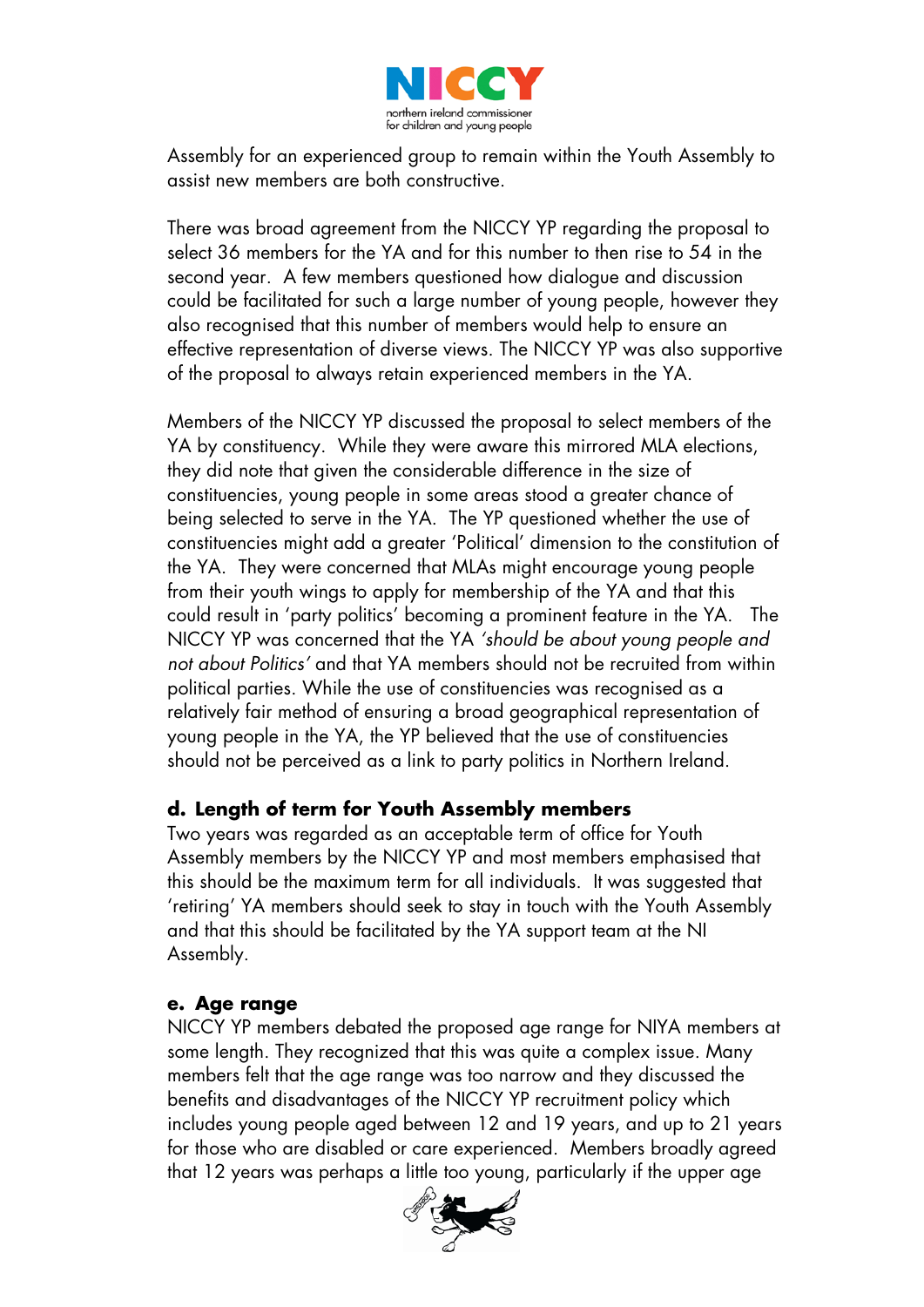Assembly for an experienced group to remain within the Youth Assembly to assist new members are both constructive.

There was broad agreement from the NICCY YP regarding the proposal to select 36 members for the YA and for this number to then rise to 54 in the second year. A few members questioned how dialogue and discussion could be facilitated for such a large number of young people, however they also recognised that this number of members would help to ensure an effective representation of diverse views. The NICCY YP was also supportive of the proposal to always retain experienced members in the YA.

Members of the NICCY YP discussed the proposal to select members of the YA by constituency. While they were aware this mirrored MLA elections, they did note that given the considerable difference in the size of constituencies, young people in some areas stood a greater chance of being selected to serve in the YA. The YP questioned whether the use of constituencies might add a greater 'Political' dimension to the constitution of the YA. They were concerned that MLAs might encourage young people from their youth wings to apply for membership of the YA and that this could result in 'party politics' becoming a prominent feature in the YA. The NICCY YP was concerned that the YA *'should be about young people and not about Politics'* and that YA members should not be recruited from within political parties. While the use of constituencies was recognised as a relatively fair method of ensuring a broad geographical representation of young people in the YA, the YP believed that the use of constituencies should not be perceived as a link to party politics in Northern Ireland.

### d. Length of term for Youth Assembly members

Two years was regarded as an acceptable term of office for Youth Assembly members by the NICCY YP and most members emphasised that this should be the maximum term for all individuals. It was suggested that 'retiring' YA members should seek to stay in touch with the Youth Assembly and that this should be facilitated by the YA support team at the NI Assembly.

### e. Age range

NICCY YP members debated the proposed age range for NIYA members at some length. They recognized that this was quite a complex issue. Many members felt that the age range was too narrow and they discussed the benefits and disadvantages of the NICCY YP recruitment policy which includes young people aged between 12 and 19 years, and up to 21 years for those who are disabled or care experienced. Members broadly agreed that 12 years was perhaps a little too young, particularly if the upper age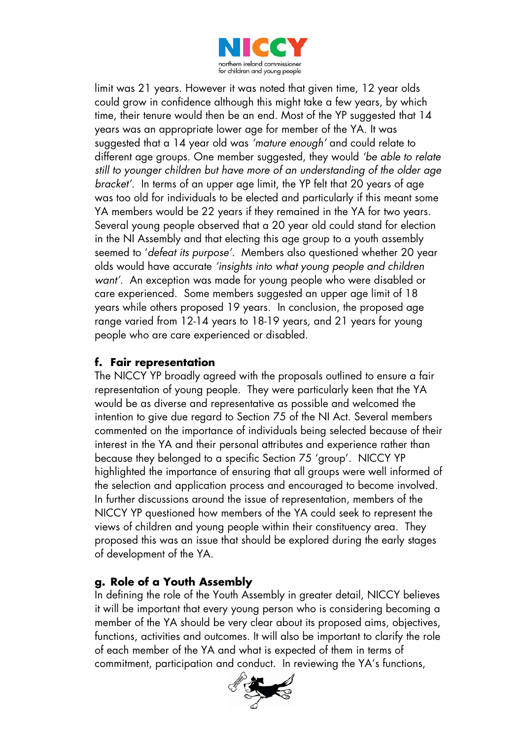limit was 21 years. However it was noted that given time, 12 year olds could grow in confidence although this might take a few years, by which time, their tenure would then be an end. Most of the YP suggested that 14 years was an appropriate lower age for member of the YA. It was suggested that a 14 year old was *'mature enough'* and could relate to different age groups. One member suggested, they would *'be able to relate still to younger children but have more of an understanding of the older age bracket'*. In terms of an upper age limit, the YP felt that 20 years of age was too old for individuals to be elected and particularly if this meant some YA members would be 22 years if they remained in the YA for two years. Several young people observed that a 20 year old could stand for election in the NI Assembly and that electing this age group to a youth assembly seemed to '*defeat its purpose'*. Members also questioned whether 20 year olds would have accurate *'insights into what young people and children want'*. An exception was made for young people who were disabled or care experienced. Some members suggested an upper age limit of 18 years while others proposed 19 years. In conclusion, the proposed age range varied from 12-14 years to 18-19 years, and 21 years for young people who are care experienced or disabled.

### f. Fair representation

The NICCY YP broadly agreed with the proposals outlined to ensure a fair representation of young people. They were particularly keen that the YA would be as diverse and representative as possible and welcomed the intention to give due regard to Section 75 of the NI Act. Several members commented on the importance of individuals being selected because of their interest in the YA and their personal attributes and experience rather than because they belonged to a specific Section 75 'group'. NICCY YP highlighted the importance of ensuring that all groups were well informed of the selection and application process and encouraged to become involved. In further discussions around the issue of representation, members of the NICCY YP questioned how members of the YA could seek to represent the views of children and young people within their constituency area. They proposed this was an issue that should be explored during the early stages of development of the YA.

### g. Role of a Youth Assembly

In defining the role of the Youth Assembly in greater detail, NICCY believes it will be important that every young person who is considering becoming a member of the YA should be very clear about its proposed aims, objectives, functions, activities and outcomes. It will also be important to clarify the role of each member of the YA and what is expected of them in terms of commitment, participation and conduct. In reviewing the YA's functions,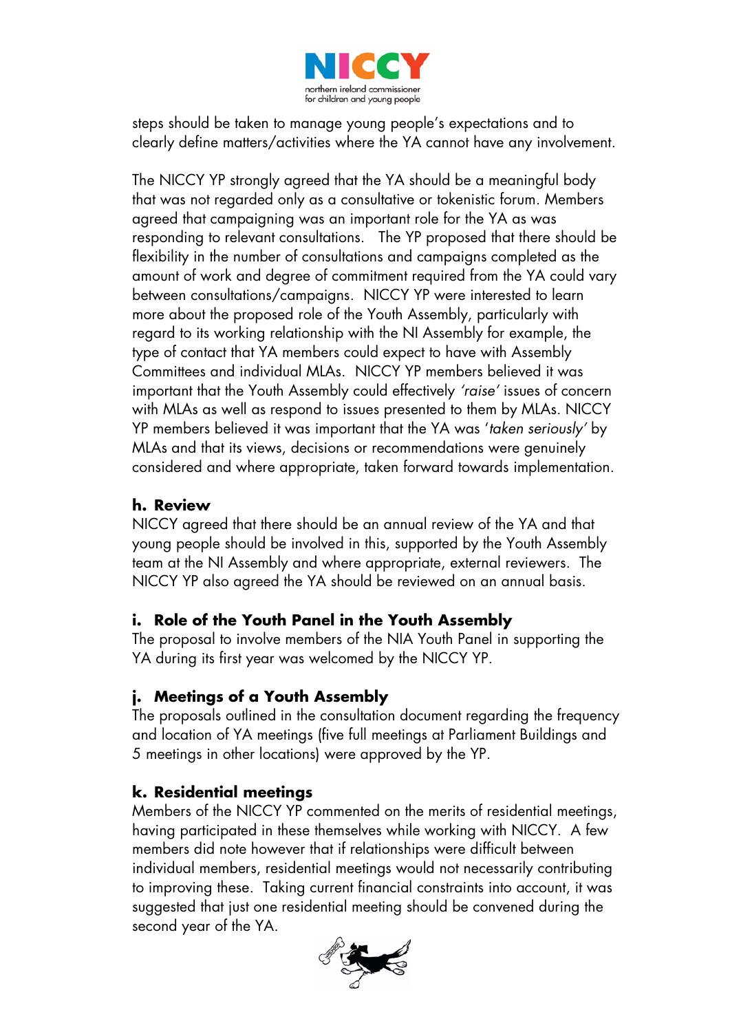steps should be taken to manage young people's expectations and to clearly define matters/activities where the YA cannot have any involvement.

The NICCY YP strongly agreed that the YA should be a meaningful body that was not regarded only as a consultative or tokenistic forum. Members agreed that campaigning was an important role for the YA as was responding to relevant consultations. The YP proposed that there should be flexibility in the number of consultations and campaigns completed as the amount of work and degree of commitment required from the YA could vary between consultations/campaigns. NICCY YP were interested to learn more about the proposed role of the Youth Assembly, particularly with regard to its working relationship with the NI Assembly for example, the type of contact that YA members could expect to have with Assembly Committees and individual MLAs. NICCY YP members believed it was important that the Youth Assembly could effectively *'raise'* issues of concern with MLAs as well as respond to issues presented to them by MLAs. NICCY YP members believed it was important that the YA was '*taken seriously'* by MLAs and that its views, decisions or recommendations were genuinely considered and where appropriate, taken forward towards implementation.

### h. Review

NICCY agreed that there should be an annual review of the YA and that young people should be involved in this, supported by the Youth Assembly team at the NI Assembly and where appropriate, external reviewers. The NICCY YP also agreed the YA should be reviewed on an annual basis.

### i. Role of the Youth Panel in the Youth Assembly

The proposal to involve members of the NIA Youth Panel in supporting the YA during its first year was welcomed by the NICCY YP.

### j. Meetings of a Youth Assembly

The proposals outlined in the consultation document regarding the frequency and location of YA meetings (five full meetings at Parliament Buildings and 5 meetings in other locations) were approved by the YP.

### k. Residential meetings

Members of the NICCY YP commented on the merits of residential meetings, having participated in these themselves while working with NICCY. A few members did note however that if relationships were difficult between individual members, residential meetings would not necessarily contributing to improving these. Taking current financial constraints into account, it was suggested that just one residential meeting should be convened during the second year of the YA.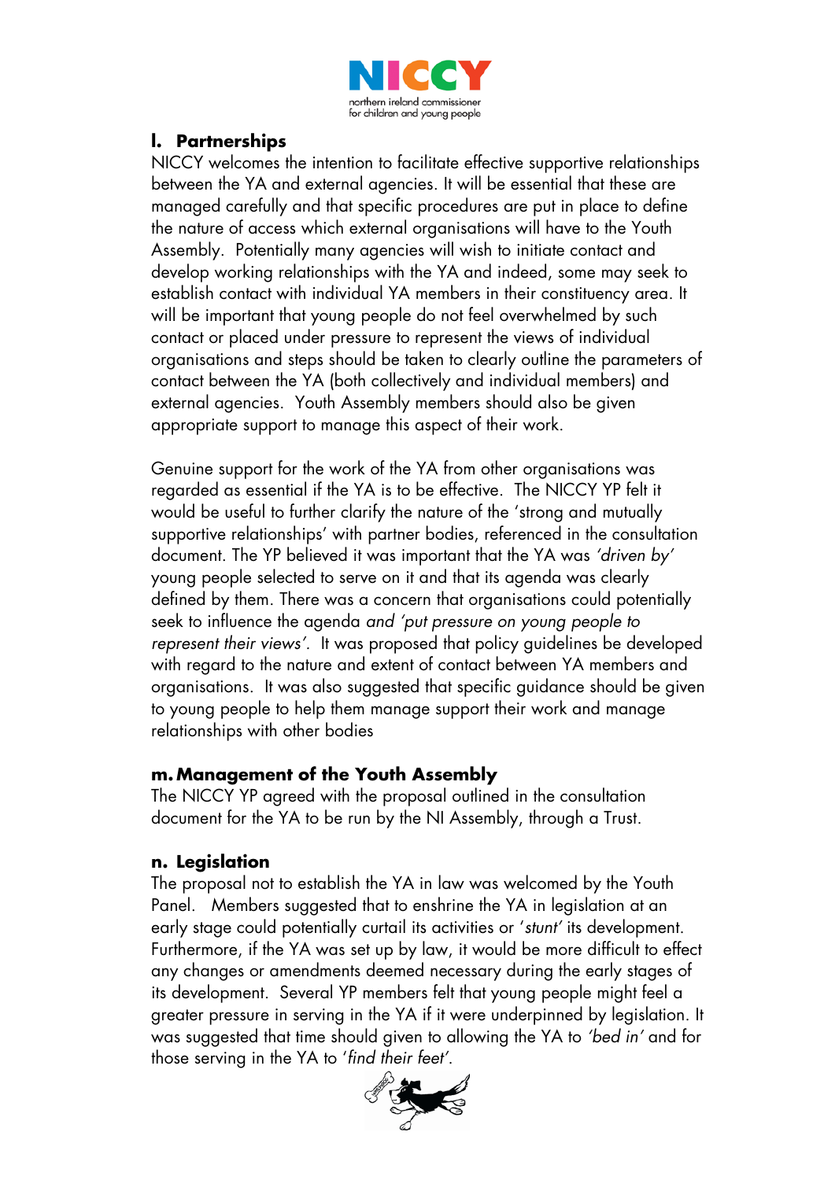## l. Partnerships

NICCY welcomes the intention to facilitate effective supportive relationships between the YA and external agencies. It will be essential that these are managed carefully and that specific procedures are put in place to define the nature of access which external organisations will have to the Youth Assembly. Potentially many agencies will wish to initiate contact and develop working relationships with the YA and indeed, some may seek to establish contact with individual YA members in their constituency area. It will be important that young people do not feel overwhelmed by such contact or placed under pressure to represent the views of individual organisations and steps should be taken to clearly outline the parameters of contact between the YA (both collectively and individual members) and external agencies. Youth Assembly members should also be given appropriate support to manage this aspect of their work.

Genuine support for the work of the YA from other organisations was regarded as essential if the YA is to be effective. The NICCY YP felt it would be useful to further clarify the nature of the 'strong and mutually supportive relationships' with partner bodies, referenced in the consultation document. The YP believed it was important that the YA was *'driven by'* young people selected to serve on it and that its agenda was clearly defined by them. There was a concern that organisations could potentially seek to influence the agenda *and 'put pressure on young people to represent their views'*. It was proposed that policy guidelines be developed with regard to the nature and extent of contact between YA members and organisations. It was also suggested that specific guidance should be given to young people to help them manage support their work and manage relationships with other bodies

## m. Management of the Youth Assembly

The NICCY YP agreed with the proposal outlined in the consultation document for the YA to be run by the NI Assembly, through a Trust.

## n. Legislation

The proposal not to establish the YA in law was welcomed by the Youth Panel. Members suggested that to enshrine the YA in legislation at an early stage could potentially curtail its activities or '*stunt*' its development. Furthermore, if the YA was set up by law, it would be more difficult to effect any changes or amendments deemed necessary during the early stages of its development. Several YP members felt that young people might feel a greater pressure in serving in the YA if it were underpinned by legislation. It was suggested that time should given to allowing the YA to *'bed in'* and for those serving in the YA to '*find their feet*'.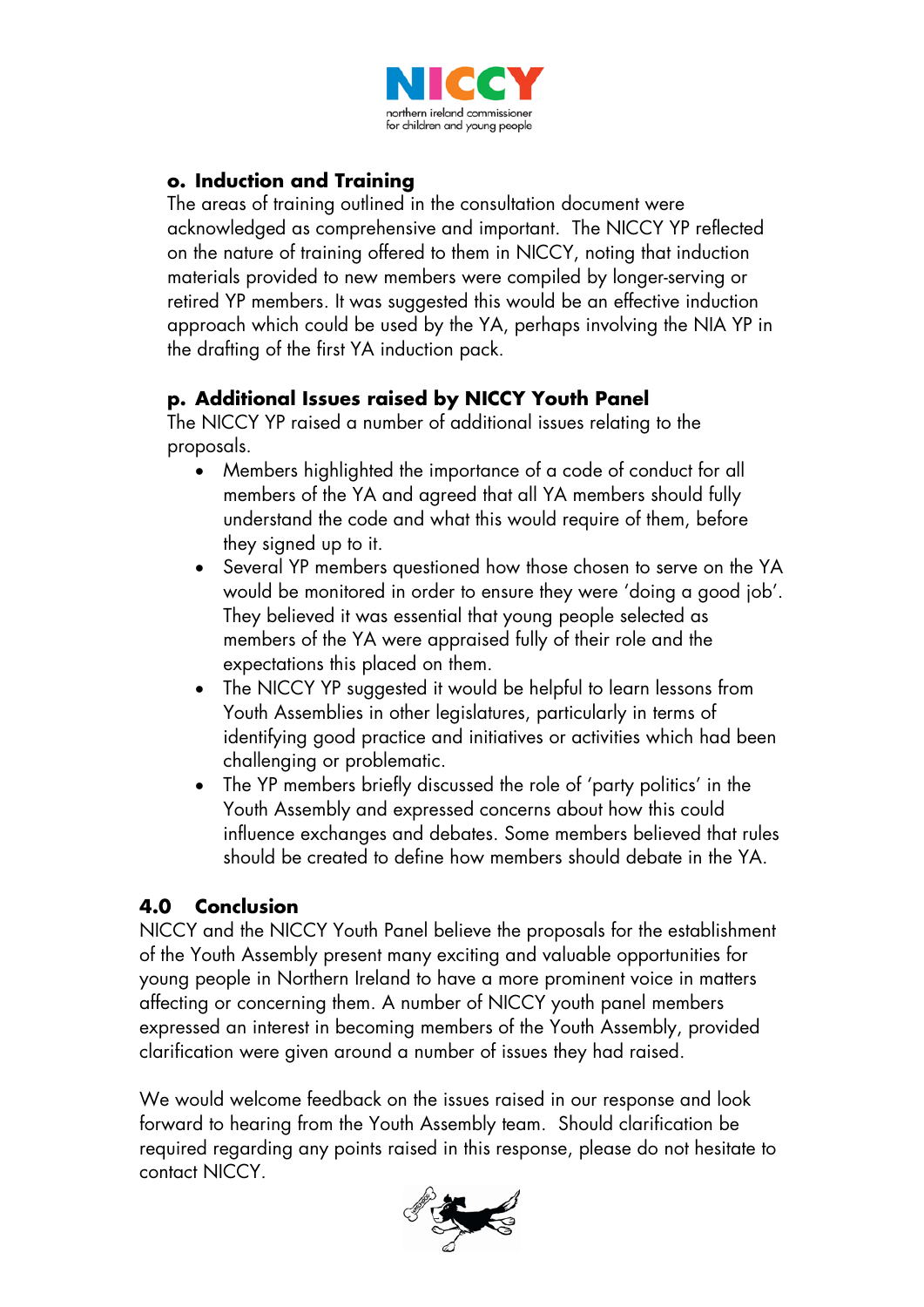### o. Induction and Training

The areas of training outlined in the consultation document were acknowledged as comprehensive and important. The NICCY YP reflected on the nature of training offered to them in NICCY, noting that induction materials provided to new members were compiled by longer-serving or retired YP members. It was suggested this would be an effective induction approach which could be used by the YA, perhaps involving the NIA YP in the drafting of the first YA induction pack.

### p. Additional Issues raised by NICCY Youth Panel

The NICCY YP raised a number of additional issues relating to the proposals.

- Members highlighted the importance of a code of conduct for all members of the YA and agreed that all YA members should fully understand the code and what this would require of them, before they signed up to it.
- Several YP members questioned how those chosen to serve on the YA would be monitored in order to ensure they were 'doing a good job'. They believed it was essential that young people selected as members of the YA were appraised fully of their role and the expectations this placed on them.
- The NICCY YP suggested it would be helpful to learn lessons from Youth Assemblies in other legislatures, particularly in terms of identifying good practice and initiatives or activities which had been challenging or problematic.
- The YP members briefly discussed the role of 'party politics' in the Youth Assembly and expressed concerns about how this could influence exchanges and debates. Some members believed that rules should be created to define how members should debate in the YA.

## 4.0 Conclusion

NICCY and the NICCY Youth Panel believe the proposals for the establishment of the Youth Assembly present many exciting and valuable opportunities for young people in Northern Ireland to have a more prominent voice in matters affecting or concerning them. A number of NICCY youth panel members expressed an interest in becoming members of the Youth Assembly, provided clarification were given around a number of issues they had raised.

We would welcome feedback on the issues raised in our response and look forward to hearing from the Youth Assembly team. Should clarification be required regarding any points raised in this response, please do not hesitate to contact NICCY.